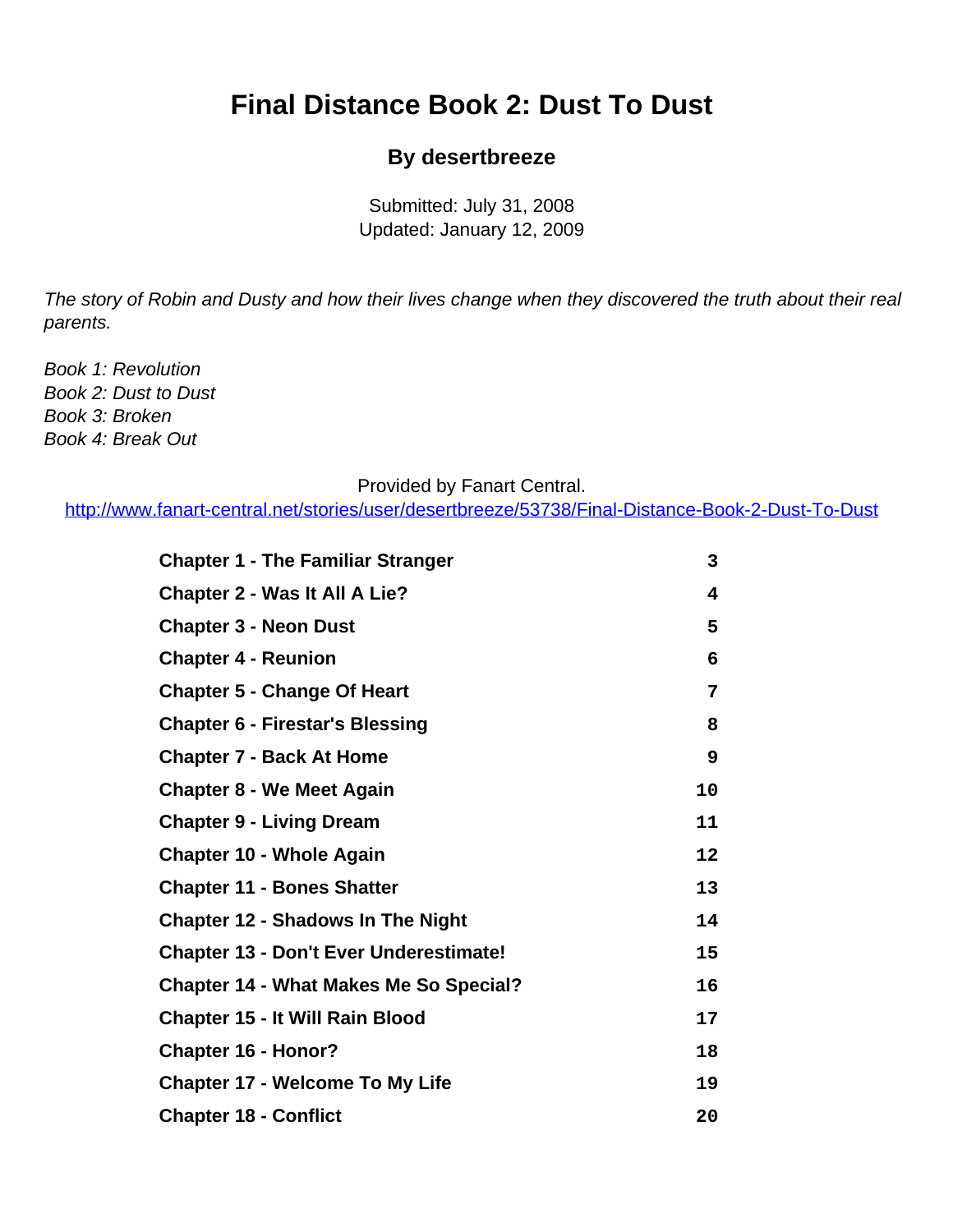# Final Distance Book 2: Dust To Dust

### By desertbreeze

Submitted: July 31, 2008
Updated: January 12, 2009

*The story of Robin and Dusty and how their lives change when they discovered the truth about their real parents.*

*Book 1: Revolution*
*Book 2: Dust to Dust*
*Book 3: Broken*
*Book 4: Break Out*

Provided by Fanart Central.
http://www.fanart-central.net/stories/user/desertbreeze/53738/Final-Distance-Book-2-Dust-To-Dust

| | |
|---|---|
| **Chapter 1 - The Familiar Stranger** | 3 |
| **Chapter 2 - Was It All A Lie?** | 4 |
| **Chapter 3 - Neon Dust** | 5 |
| **Chapter 4 - Reunion** | 6 |
| **Chapter 5 - Change Of Heart** | 7 |
| **Chapter 6 - Firestar's Blessing** | 8 |
| **Chapter 7 - Back At Home** | 9 |
| **Chapter 8 - We Meet Again** | 10 |
| **Chapter 9 - Living Dream** | 11 |
| **Chapter 10 - Whole Again** | 12 |
| **Chapter 11 - Bones Shatter** | 13 |
| **Chapter 12 - Shadows In The Night** | 14 |
| **Chapter 13 - Don't Ever Underestimate!** | 15 |
| **Chapter 14 - What Makes Me So Special?** | 16 |
| **Chapter 15 - It Will Rain Blood** | 17 |
| **Chapter 16 - Honor?** | 18 |
| **Chapter 17 - Welcome To My Life** | 19 |
| **Chapter 18 - Conflict** | 20 |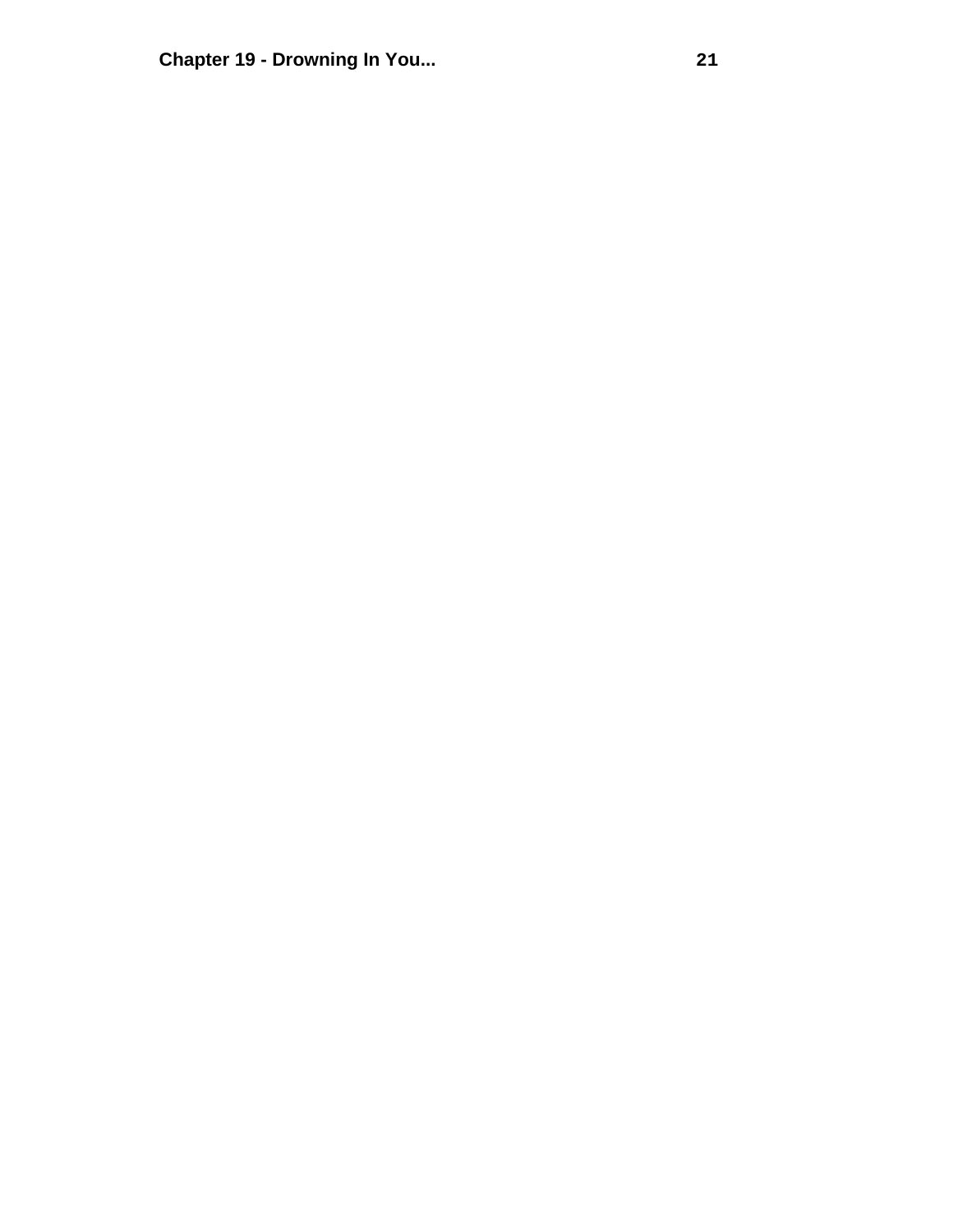Chapter 19 - Drowning In You... 21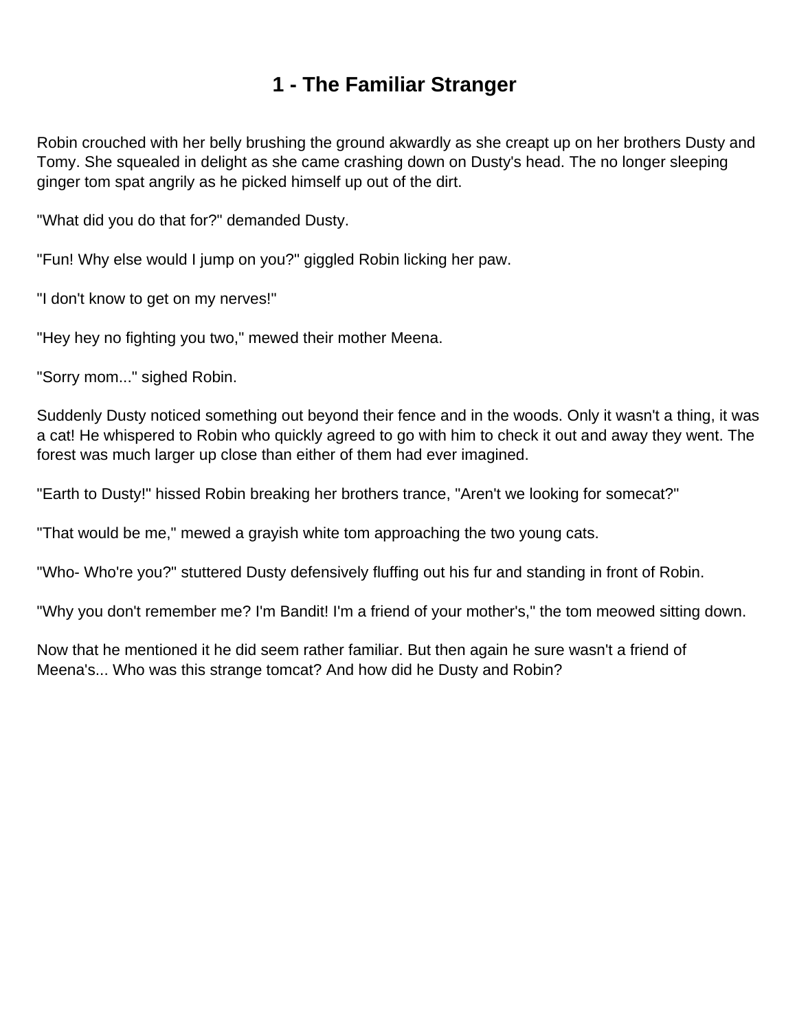# 1 - The Familiar Stranger

Robin crouched with her belly brushing the ground akwardly as she creapt up on her brothers Dusty and Tomy. She squealed in delight as she came crashing down on Dusty's head. The no longer sleeping ginger tom spat angrily as he picked himself up out of the dirt.

"What did you do that for?" demanded Dusty.

"Fun! Why else would I jump on you?" giggled Robin licking her paw.

"I don't know to get on my nerves!"

"Hey hey no fighting you two," mewed their mother Meena.

"Sorry mom..." sighed Robin.

Suddenly Dusty noticed something out beyond their fence and in the woods. Only it wasn't a thing, it was a cat! He whispered to Robin who quickly agreed to go with him to check it out and away they went. The forest was much larger up close than either of them had ever imagined.

"Earth to Dusty!" hissed Robin breaking her brothers trance, "Aren't we looking for somecat?"

"That would be me," mewed a grayish white tom approaching the two young cats.

"Who- Who're you?" stuttered Dusty defensively fluffing out his fur and standing in front of Robin.

"Why you don't remember me? I'm Bandit! I'm a friend of your mother's," the tom meowed sitting down.

Now that he mentioned it he did seem rather familiar. But then again he sure wasn't a friend of Meena's... Who was this strange tomcat? And how did he Dusty and Robin?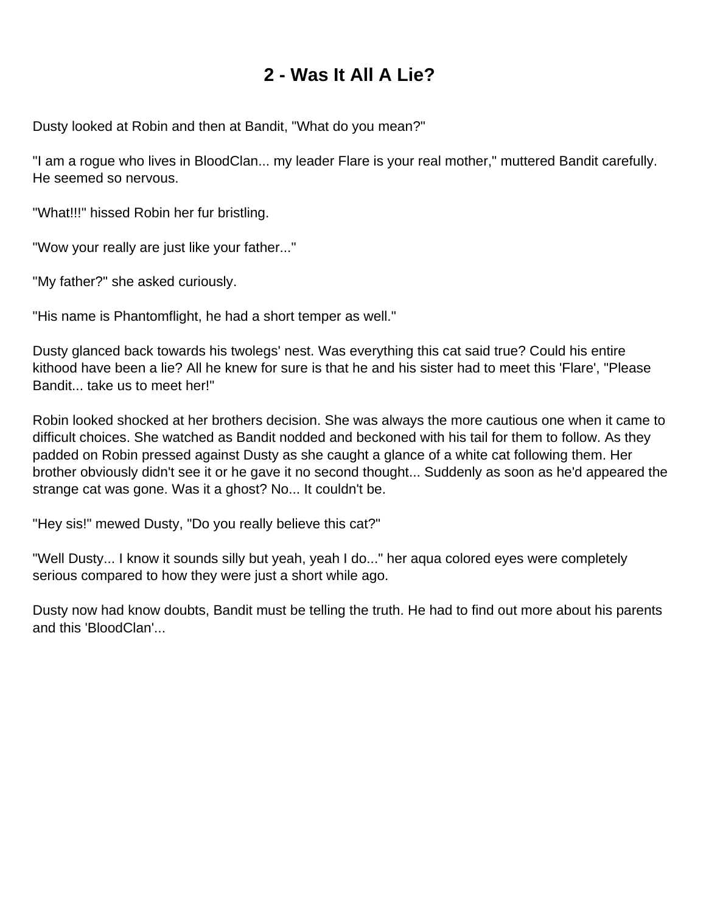# 2 - Was It All A Lie?

Dusty looked at Robin and then at Bandit, "What do you mean?"

"I am a rogue who lives in BloodClan... my leader Flare is your real mother," muttered Bandit carefully. He seemed so nervous.

"What!!!" hissed Robin her fur bristling.

"Wow your really are just like your father..."

"My father?" she asked curiously.

"His name is Phantomflight, he had a short temper as well."

Dusty glanced back towards his twolegs' nest. Was everything this cat said true? Could his entire kithood have been a lie? All he knew for sure is that he and his sister had to meet this 'Flare', "Please Bandit... take us to meet her!"

Robin looked shocked at her brothers decision. She was always the more cautious one when it came to difficult choices. She watched as Bandit nodded and beckoned with his tail for them to follow. As they padded on Robin pressed against Dusty as she caught a glance of a white cat following them. Her brother obviously didn't see it or he gave it no second thought... Suddenly as soon as he'd appeared the strange cat was gone. Was it a ghost? No... It couldn't be.

"Hey sis!" mewed Dusty, "Do you really believe this cat?"

"Well Dusty... I know it sounds silly but yeah, yeah I do..." her aqua colored eyes were completely serious compared to how they were just a short while ago.

Dusty now had know doubts, Bandit must be telling the truth. He had to find out more about his parents and this 'BloodClan'...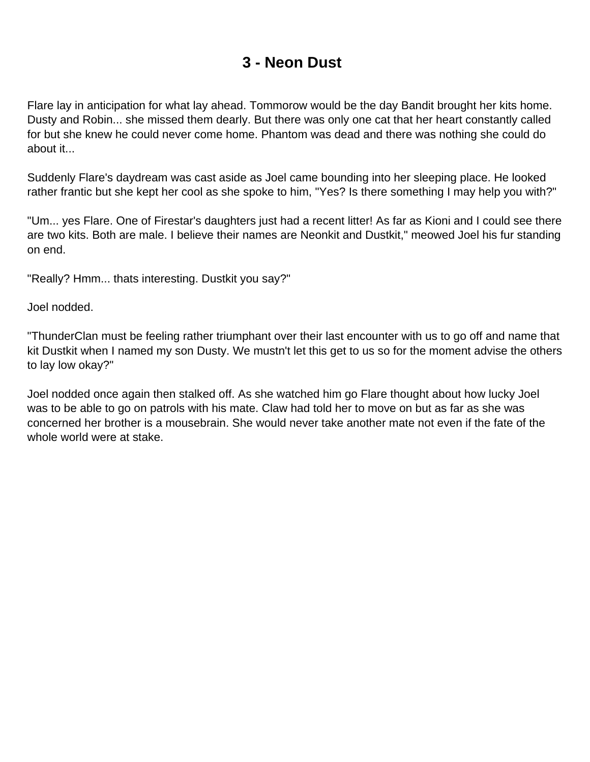# 3 - Neon Dust

Flare lay in anticipation for what lay ahead. Tommorow would be the day Bandit brought her kits home. Dusty and Robin... she missed them dearly. But there was only one cat that her heart constantly called for but she knew he could never come home. Phantom was dead and there was nothing she could do about it...

Suddenly Flare's daydream was cast aside as Joel came bounding into her sleeping place. He looked rather frantic but she kept her cool as she spoke to him, "Yes? Is there something I may help you with?"

"Um... yes Flare. One of Firestar's daughters just had a recent litter! As far as Kioni and I could see there are two kits. Both are male. I believe their names are Neonkit and Dustkit," meowed Joel his fur standing on end.

"Really? Hmm... thats interesting. Dustkit you say?"

Joel nodded.

"ThunderClan must be feeling rather triumphant over their last encounter with us to go off and name that kit Dustkit when I named my son Dusty. We mustn't let this get to us so for the moment advise the others to lay low okay?"

Joel nodded once again then stalked off. As she watched him go Flare thought about how lucky Joel was to be able to go on patrols with his mate. Claw had told her to move on but as far as she was concerned her brother is a mousebrain. She would never take another mate not even if the fate of the whole world were at stake.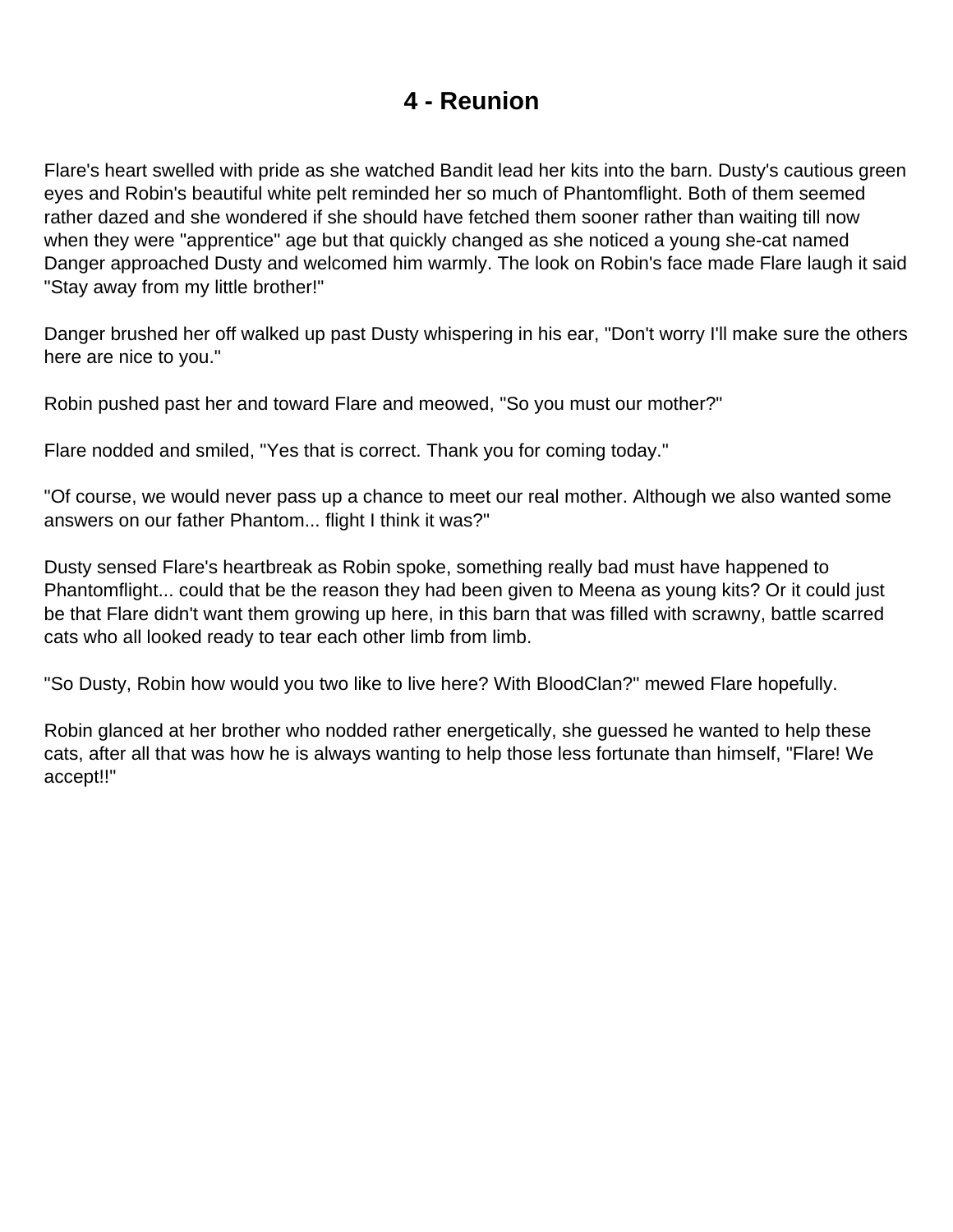# 4 - Reunion

Flare's heart swelled with pride as she watched Bandit lead her kits into the barn. Dusty's cautious green eyes and Robin's beautiful white pelt reminded her so much of Phantomflight. Both of them seemed rather dazed and she wondered if she should have fetched them sooner rather than waiting till now when they were "apprentice" age but that quickly changed as she noticed a young she-cat named Danger approached Dusty and welcomed him warmly. The look on Robin's face made Flare laugh it said "Stay away from my little brother!"

Danger brushed her off walked up past Dusty whispering in his ear, "Don't worry I'll make sure the others here are nice to you."

Robin pushed past her and toward Flare and meowed, "So you must our mother?"

Flare nodded and smiled, "Yes that is correct. Thank you for coming today."

"Of course, we would never pass up a chance to meet our real mother. Although we also wanted some answers on our father Phantom... flight I think it was?"

Dusty sensed Flare's heartbreak as Robin spoke, something really bad must have happened to Phantomflight... could that be the reason they had been given to Meena as young kits? Or it could just be that Flare didn't want them growing up here, in this barn that was filled with scrawny, battle scarred cats who all looked ready to tear each other limb from limb.

"So Dusty, Robin how would you two like to live here? With BloodClan?" mewed Flare hopefully.

Robin glanced at her brother who nodded rather energetically, she guessed he wanted to help these cats, after all that was how he is always wanting to help those less fortunate than himself, "Flare! We accept!!"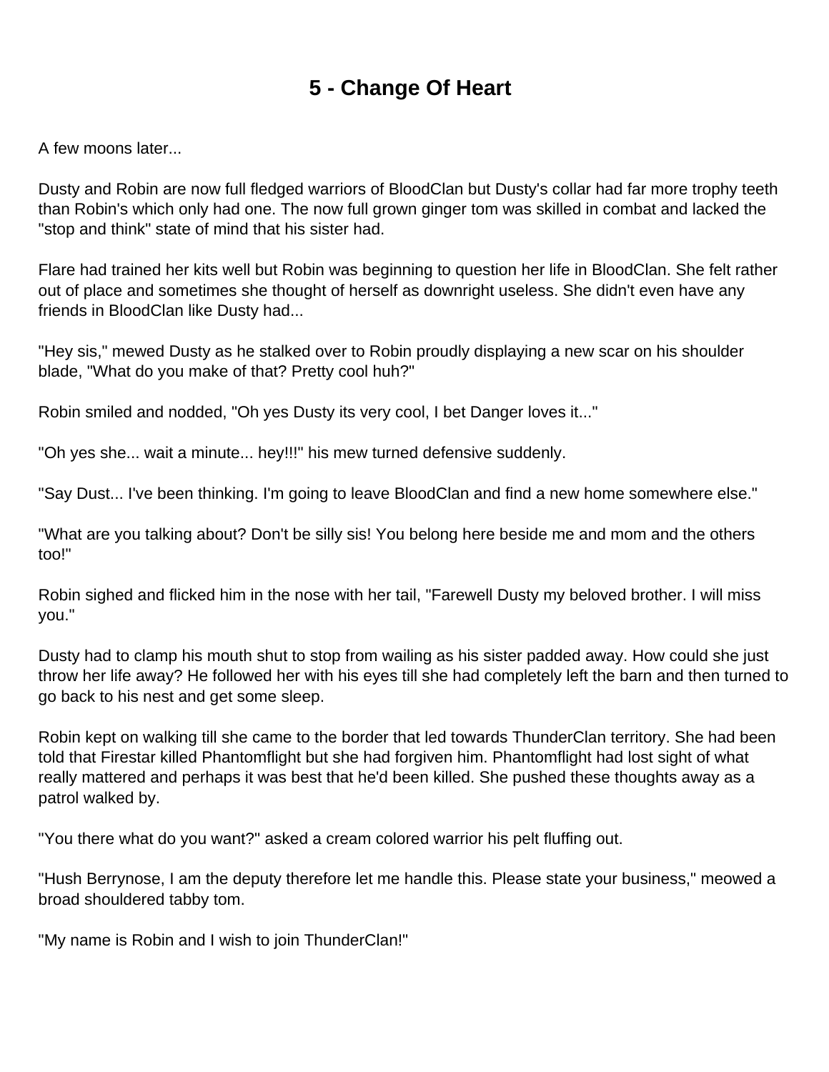# 5 - Change Of Heart

A few moons later...

Dusty and Robin are now full fledged warriors of BloodClan but Dusty's collar had far more trophy teeth than Robin's which only had one. The now full grown ginger tom was skilled in combat and lacked the "stop and think" state of mind that his sister had.

Flare had trained her kits well but Robin was beginning to question her life in BloodClan. She felt rather out of place and sometimes she thought of herself as downright useless. She didn't even have any friends in BloodClan like Dusty had...

"Hey sis," mewed Dusty as he stalked over to Robin proudly displaying a new scar on his shoulder blade, "What do you make of that? Pretty cool huh?"

Robin smiled and nodded, "Oh yes Dusty its very cool, I bet Danger loves it..."

"Oh yes she... wait a minute... hey!!!" his mew turned defensive suddenly.

"Say Dust... I've been thinking. I'm going to leave BloodClan and find a new home somewhere else."

"What are you talking about? Don't be silly sis! You belong here beside me and mom and the others too!"

Robin sighed and flicked him in the nose with her tail, "Farewell Dusty my beloved brother. I will miss you."

Dusty had to clamp his mouth shut to stop from wailing as his sister padded away. How could she just throw her life away? He followed her with his eyes till she had completely left the barn and then turned to go back to his nest and get some sleep.

Robin kept on walking till she came to the border that led towards ThunderClan territory. She had been told that Firestar killed Phantomflight but she had forgiven him. Phantomflight had lost sight of what really mattered and perhaps it was best that he'd been killed. She pushed these thoughts away as a patrol walked by.

"You there what do you want?" asked a cream colored warrior his pelt fluffing out.

"Hush Berrynose, I am the deputy therefore let me handle this. Please state your business," meowed a broad shouldered tabby tom.

"My name is Robin and I wish to join ThunderClan!"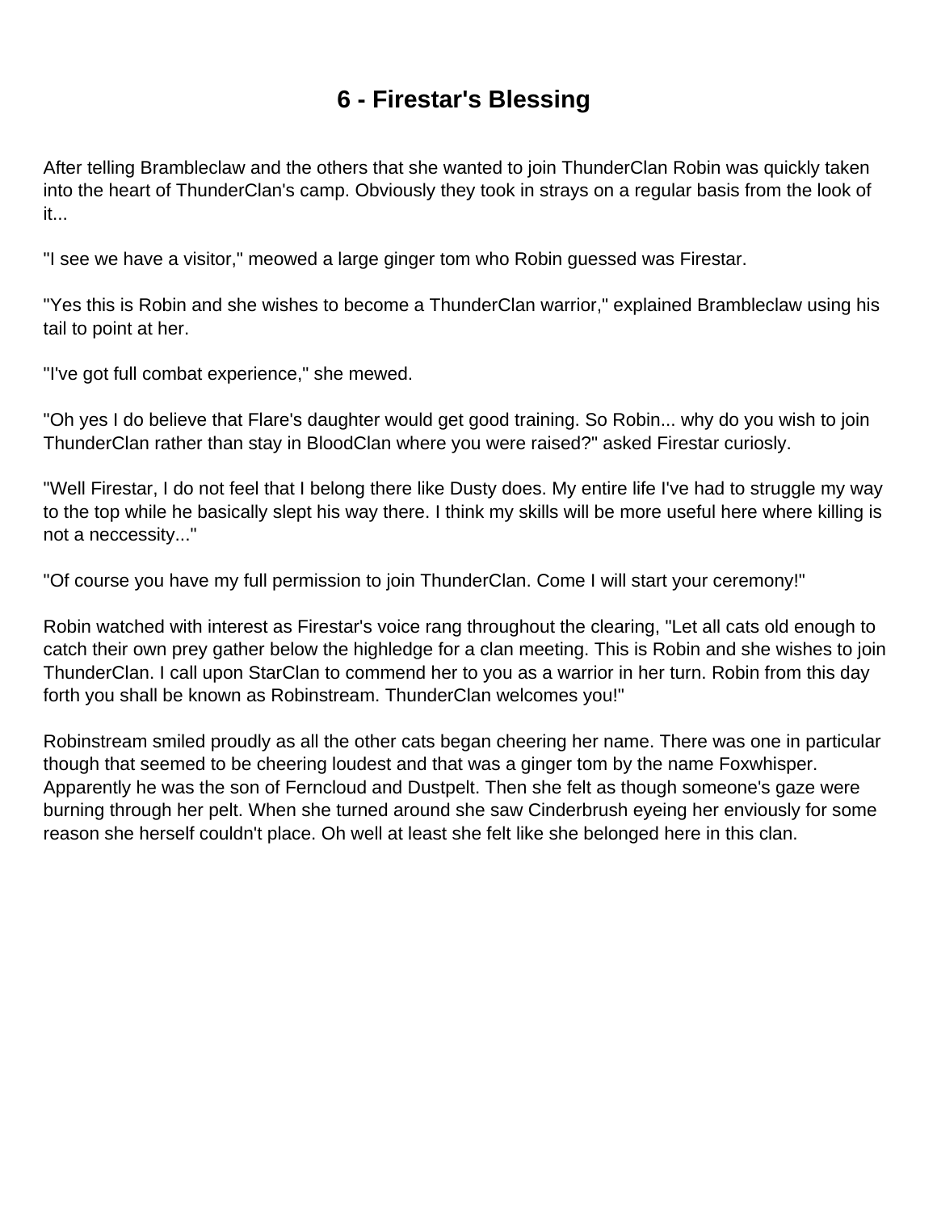# 6 - Firestar's Blessing

After telling Brambleclaw and the others that she wanted to join ThunderClan Robin was quickly taken into the heart of ThunderClan's camp. Obviously they took in strays on a regular basis from the look of it...

"I see we have a visitor," meowed a large ginger tom who Robin guessed was Firestar.

"Yes this is Robin and she wishes to become a ThunderClan warrior," explained Brambleclaw using his tail to point at her.

"I've got full combat experience," she mewed.

"Oh yes I do believe that Flare's daughter would get good training. So Robin... why do you wish to join ThunderClan rather than stay in BloodClan where you were raised?" asked Firestar curiosly.

"Well Firestar, I do not feel that I belong there like Dusty does. My entire life I've had to struggle my way to the top while he basically slept his way there. I think my skills will be more useful here where killing is not a neccessity..."

"Of course you have my full permission to join ThunderClan. Come I will start your ceremony!"

Robin watched with interest as Firestar's voice rang throughout the clearing, "Let all cats old enough to catch their own prey gather below the highledge for a clan meeting. This is Robin and she wishes to join ThunderClan. I call upon StarClan to commend her to you as a warrior in her turn. Robin from this day forth you shall be known as Robinstream. ThunderClan welcomes you!"

Robinstream smiled proudly as all the other cats began cheering her name. There was one in particular though that seemed to be cheering loudest and that was a ginger tom by the name Foxwhisper. Apparently he was the son of Ferncloud and Dustpelt. Then she felt as though someone's gaze were burning through her pelt. When she turned around she saw Cinderbrush eyeing her enviously for some reason she herself couldn't place. Oh well at least she felt like she belonged here in this clan.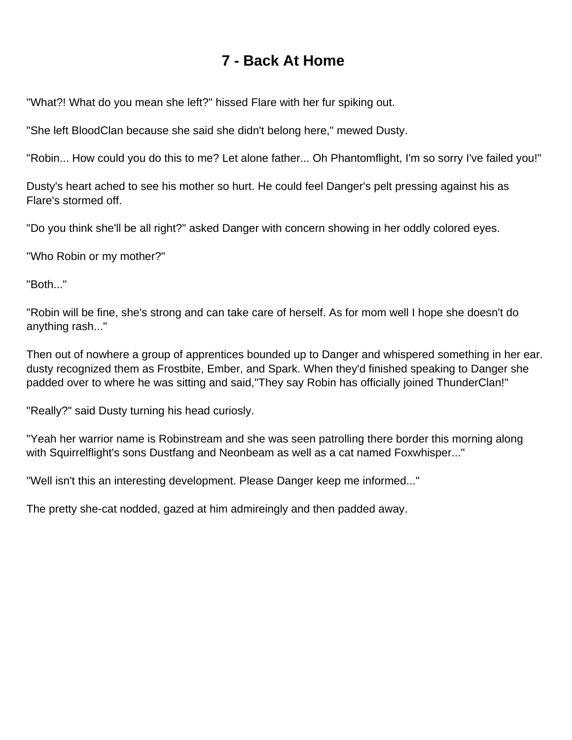# 7 - Back At Home

"What?! What do you mean she left?" hissed Flare with her fur spiking out.

"She left BloodClan because she said she didn't belong here," mewed Dusty.

"Robin... How could you do this to me? Let alone father... Oh Phantomflight, I'm so sorry I've failed you!"

Dusty's heart ached to see his mother so hurt. He could feel Danger's pelt pressing against his as Flare's stormed off.

"Do you think she'll be all right?" asked Danger with concern showing in her oddly colored eyes.

"Who Robin or my mother?"

"Both..."

"Robin will be fine, she's strong and can take care of herself. As for mom well I hope she doesn't do anything rash..."

Then out of nowhere a group of apprentices bounded up to Danger and whispered something in her ear. dusty recognized them as Frostbite, Ember, and Spark. When they'd finished speaking to Danger she padded over to where he was sitting and said,"They say Robin has officially joined ThunderClan!"

"Really?" said Dusty turning his head curiosly.

"Yeah her warrior name is Robinstream and she was seen patrolling there border this morning along with Squirrelflight's sons Dustfang and Neonbeam as well as a cat named Foxwhisper..."

"Well isn't this an interesting development. Please Danger keep me informed..."

The pretty she-cat nodded, gazed at him admireingly and then padded away.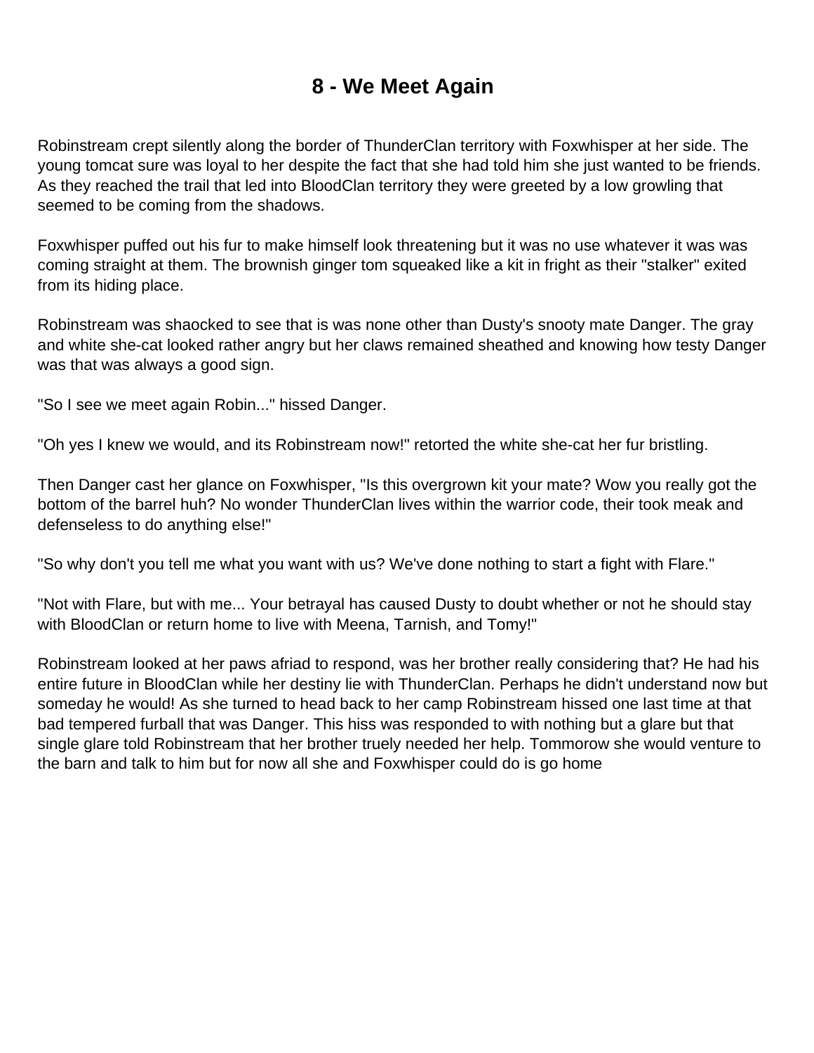# 8 - We Meet Again

Robinstream crept silently along the border of ThunderClan territory with Foxwhisper at her side. The young tomcat sure was loyal to her despite the fact that she had told him she just wanted to be friends. As they reached the trail that led into BloodClan territory they were greeted by a low growling that seemed to be coming from the shadows.

Foxwhisper puffed out his fur to make himself look threatening but it was no use whatever it was was coming straight at them. The brownish ginger tom squeaked like a kit in fright as their "stalker" exited from its hiding place.

Robinstream was shaocked to see that is was none other than Dusty's snooty mate Danger. The gray and white she-cat looked rather angry but her claws remained sheathed and knowing how testy Danger was that was always a good sign.

"So I see we meet again Robin..." hissed Danger.

"Oh yes I knew we would, and its Robinstream now!" retorted the white she-cat her fur bristling.

Then Danger cast her glance on Foxwhisper, "Is this overgrown kit your mate? Wow you really got the bottom of the barrel huh? No wonder ThunderClan lives within the warrior code, their took meak and defenseless to do anything else!"

"So why don't you tell me what you want with us? We've done nothing to start a fight with Flare."

"Not with Flare, but with me... Your betrayal has caused Dusty to doubt whether or not he should stay with BloodClan or return home to live with Meena, Tarnish, and Tomy!"

Robinstream looked at her paws afriad to respond, was her brother really considering that? He had his entire future in BloodClan while her destiny lie with ThunderClan. Perhaps he didn't understand now but someday he would! As she turned to head back to her camp Robinstream hissed one last time at that bad tempered furball that was Danger. This hiss was responded to with nothing but a glare but that single glare told Robinstream that her brother truely needed her help. Tommorow she would venture to the barn and talk to him but for now all she and Foxwhisper could do is go home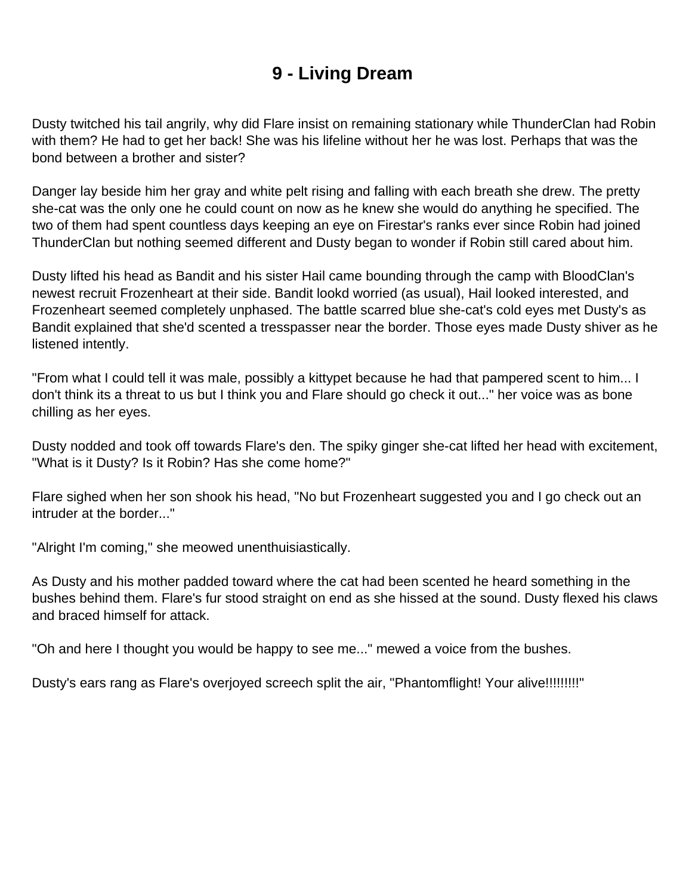# 9 - Living Dream

Dusty twitched his tail angrily, why did Flare insist on remaining stationary while ThunderClan had Robin with them? He had to get her back! She was his lifeline without her he was lost. Perhaps that was the bond between a brother and sister?

Danger lay beside him her gray and white pelt rising and falling with each breath she drew. The pretty she-cat was the only one he could count on now as he knew she would do anything he specified. The two of them had spent countless days keeping an eye on Firestar's ranks ever since Robin had joined ThunderClan but nothing seemed different and Dusty began to wonder if Robin still cared about him.

Dusty lifted his head as Bandit and his sister Hail came bounding through the camp with BloodClan's newest recruit Frozenheart at their side. Bandit lookd worried (as usual), Hail looked interested, and Frozenheart seemed completely unphased. The battle scarred blue she-cat's cold eyes met Dusty's as Bandit explained that she'd scented a tresspasser near the border. Those eyes made Dusty shiver as he listened intently.

"From what I could tell it was male, possibly a kittypet because he had that pampered scent to him... I don't think its a threat to us but I think you and Flare should go check it out..." her voice was as bone chilling as her eyes.

Dusty nodded and took off towards Flare's den. The spiky ginger she-cat lifted her head with excitement, "What is it Dusty? Is it Robin? Has she come home?"

Flare sighed when her son shook his head, "No but Frozenheart suggested you and I go check out an intruder at the border..."

"Alright I'm coming," she meowed unenthuisiastically.

As Dusty and his mother padded toward where the cat had been scented he heard something in the bushes behind them. Flare's fur stood straight on end as she hissed at the sound. Dusty flexed his claws and braced himself for attack.

"Oh and here I thought you would be happy to see me..." mewed a voice from the bushes.

Dusty's ears rang as Flare's overjoyed screech split the air, "Phantomflight! Your alive!!!!!!!!!"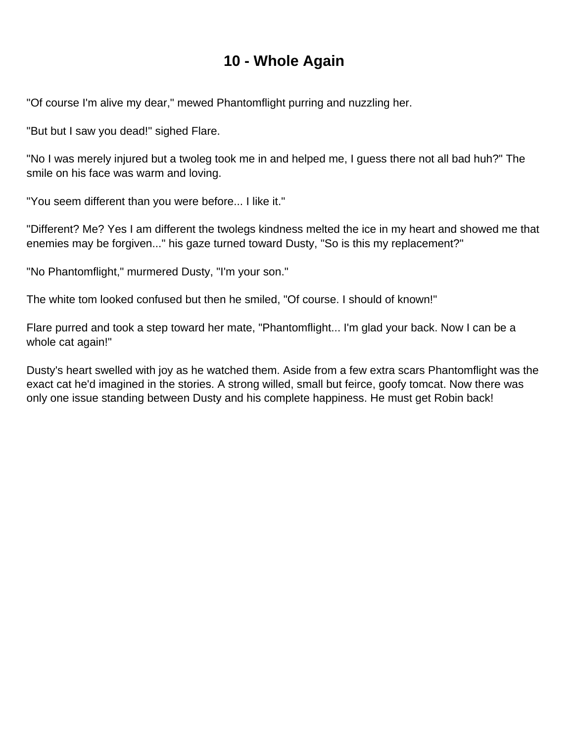# 10 - Whole Again

"Of course I'm alive my dear," mewed Phantomflight purring and nuzzling her.

"But but I saw you dead!" sighed Flare.

"No I was merely injured but a twoleg took me in and helped me, I guess there not all bad huh?" The smile on his face was warm and loving.

"You seem different than you were before... I like it."

"Different? Me? Yes I am different the twolegs kindness melted the ice in my heart and showed me that enemies may be forgiven..." his gaze turned toward Dusty, "So is this my replacement?"

"No Phantomflight," murmered Dusty, "I'm your son."

The white tom looked confused but then he smiled, "Of course. I should of known!"

Flare purred and took a step toward her mate, "Phantomflight... I'm glad your back. Now I can be a whole cat again!"

Dusty's heart swelled with joy as he watched them. Aside from a few extra scars Phantomflight was the exact cat he'd imagined in the stories. A strong willed, small but feirce, goofy tomcat. Now there was only one issue standing between Dusty and his complete happiness. He must get Robin back!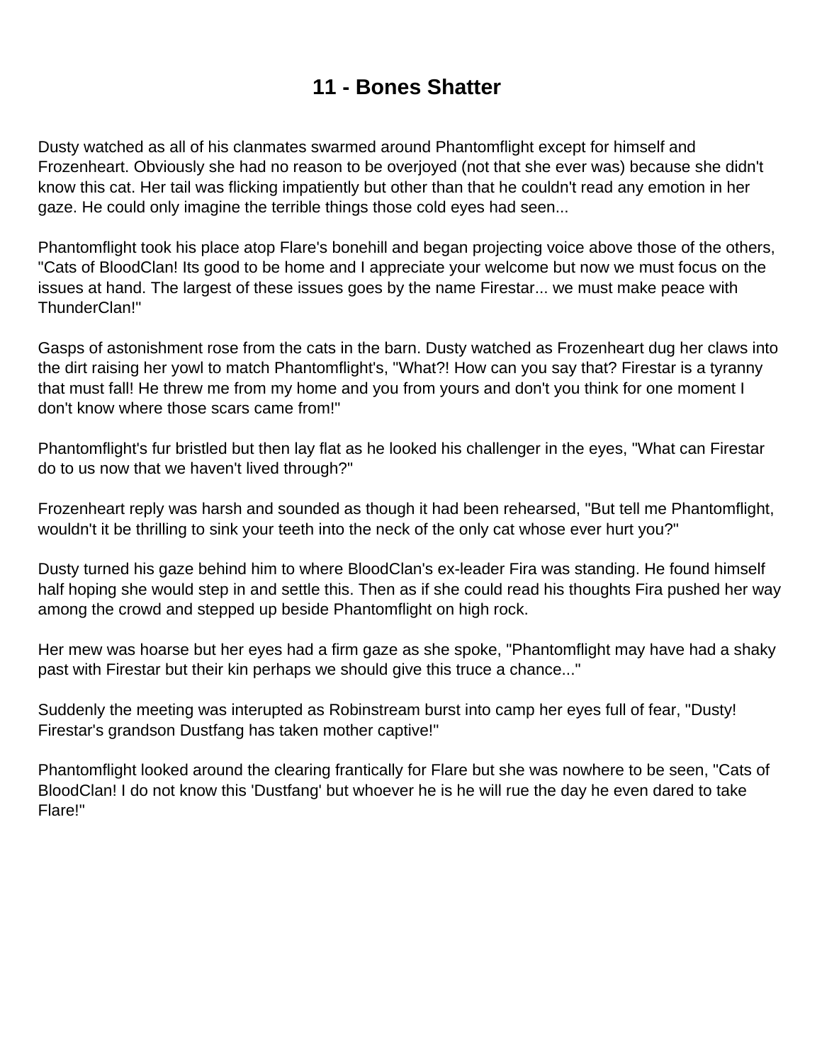# 11 - Bones Shatter

Dusty watched as all of his clanmates swarmed around Phantomflight except for himself and Frozenheart. Obviously she had no reason to be overjoyed (not that she ever was) because she didn't know this cat. Her tail was flicking impatiently but other than that he couldn't read any emotion in her gaze. He could only imagine the terrible things those cold eyes had seen...

Phantomflight took his place atop Flare's bonehill and began projecting voice above those of the others, "Cats of BloodClan! Its good to be home and I appreciate your welcome but now we must focus on the issues at hand. The largest of these issues goes by the name Firestar... we must make peace with ThunderClan!"

Gasps of astonishment rose from the cats in the barn. Dusty watched as Frozenheart dug her claws into the dirt raising her yowl to match Phantomflight's, "What?! How can you say that? Firestar is a tyranny that must fall! He threw me from my home and you from yours and don't you think for one moment I don't know where those scars came from!"

Phantomflight's fur bristled but then lay flat as he looked his challenger in the eyes, "What can Firestar do to us now that we haven't lived through?"

Frozenheart reply was harsh and sounded as though it had been rehearsed, "But tell me Phantomflight, wouldn't it be thrilling to sink your teeth into the neck of the only cat whose ever hurt you?"

Dusty turned his gaze behind him to where BloodClan's ex-leader Fira was standing. He found himself half hoping she would step in and settle this. Then as if she could read his thoughts Fira pushed her way among the crowd and stepped up beside Phantomflight on high rock.

Her mew was hoarse but her eyes had a firm gaze as she spoke, "Phantomflight may have had a shaky past with Firestar but their kin perhaps we should give this truce a chance..."

Suddenly the meeting was interupted as Robinstream burst into camp her eyes full of fear, "Dusty! Firestar's grandson Dustfang has taken mother captive!"

Phantomflight looked around the clearing frantically for Flare but she was nowhere to be seen, "Cats of BloodClan! I do not know this 'Dustfang' but whoever he is he will rue the day he even dared to take Flare!"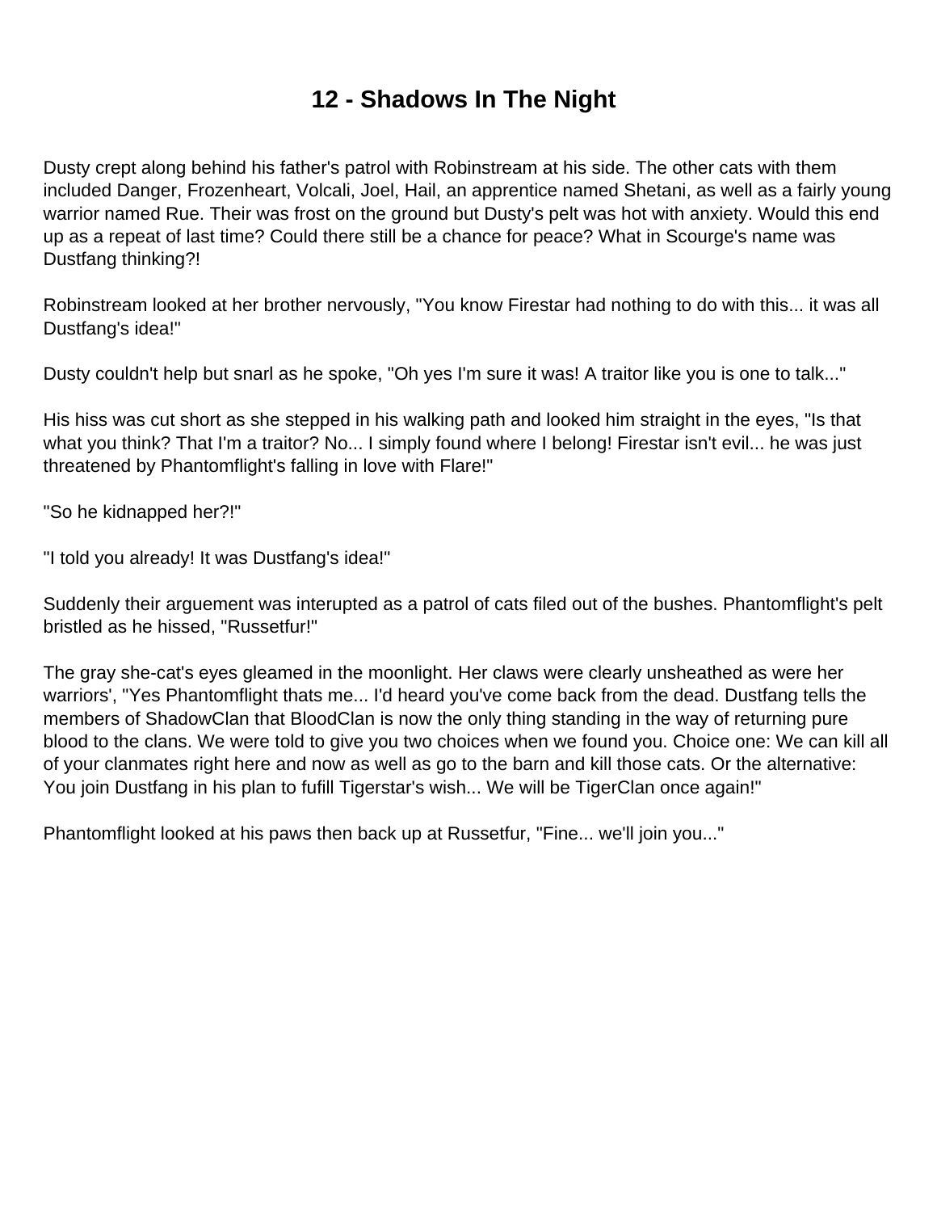# 12 - Shadows In The Night

Dusty crept along behind his father's patrol with Robinstream at his side. The other cats with them included Danger, Frozenheart, Volcali, Joel, Hail, an apprentice named Shetani, as well as a fairly young warrior named Rue. Their was frost on the ground but Dusty's pelt was hot with anxiety. Would this end up as a repeat of last time? Could there still be a chance for peace? What in Scourge's name was Dustfang thinking?!

Robinstream looked at her brother nervously, "You know Firestar had nothing to do with this... it was all Dustfang's idea!"

Dusty couldn't help but snarl as he spoke, "Oh yes I'm sure it was! A traitor like you is one to talk..."

His hiss was cut short as she stepped in his walking path and looked him straight in the eyes, "Is that what you think? That I'm a traitor? No... I simply found where I belong! Firestar isn't evil... he was just threatened by Phantomflight's falling in love with Flare!"

"So he kidnapped her?!"

"I told you already! It was Dustfang's idea!"

Suddenly their arguement was interupted as a patrol of cats filed out of the bushes. Phantomflight's pelt bristled as he hissed, "Russetfur!"

The gray she-cat's eyes gleamed in the moonlight. Her claws were clearly unsheathed as were her warriors', "Yes Phantomflight thats me... I'd heard you've come back from the dead. Dustfang tells the members of ShadowClan that BloodClan is now the only thing standing in the way of returning pure blood to the clans. We were told to give you two choices when we found you. Choice one: We can kill all of your clanmates right here and now as well as go to the barn and kill those cats. Or the alternative: You join Dustfang in his plan to fufill Tigerstar's wish... We will be TigerClan once again!"

Phantomflight looked at his paws then back up at Russetfur, "Fine... we'll join you..."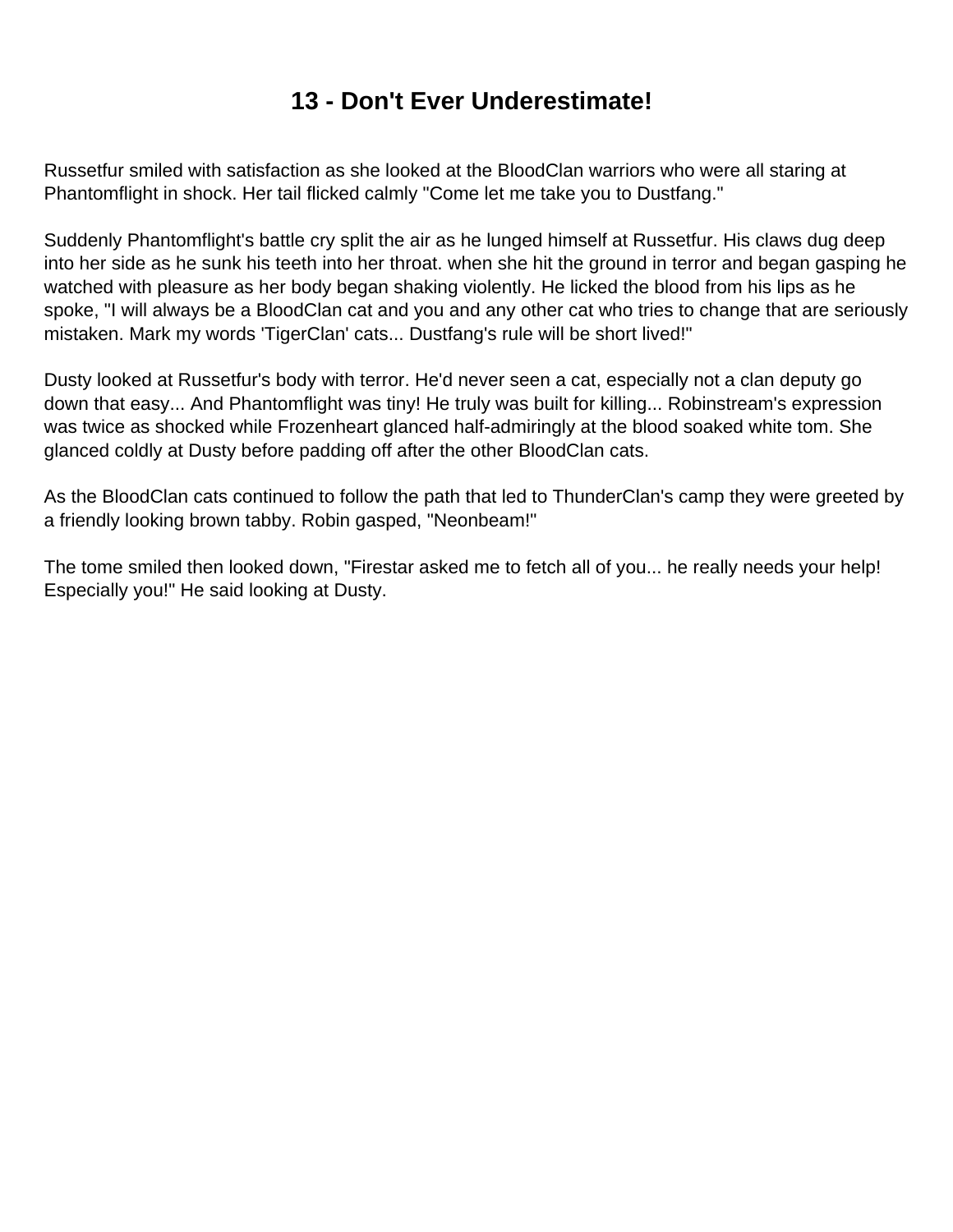# 13 - Don't Ever Underestimate!

Russetfur smiled with satisfaction as she looked at the BloodClan warriors who were all staring at Phantomflight in shock. Her tail flicked calmly "Come let me take you to Dustfang."

Suddenly Phantomflight's battle cry split the air as he lunged himself at Russetfur. His claws dug deep into her side as he sunk his teeth into her throat. when she hit the ground in terror and began gasping he watched with pleasure as her body began shaking violently. He licked the blood from his lips as he spoke, "I will always be a BloodClan cat and you and any other cat who tries to change that are seriously mistaken. Mark my words 'TigerClan' cats... Dustfang's rule will be short lived!"

Dusty looked at Russetfur's body with terror. He'd never seen a cat, especially not a clan deputy go down that easy... And Phantomflight was tiny! He truly was built for killing... Robinstream's expression was twice as shocked while Frozenheart glanced half-admiringly at the blood soaked white tom. She glanced coldly at Dusty before padding off after the other BloodClan cats.

As the BloodClan cats continued to follow the path that led to ThunderClan's camp they were greeted by a friendly looking brown tabby. Robin gasped, "Neonbeam!"

The tome smiled then looked down, "Firestar asked me to fetch all of you... he really needs your help! Especially you!" He said looking at Dusty.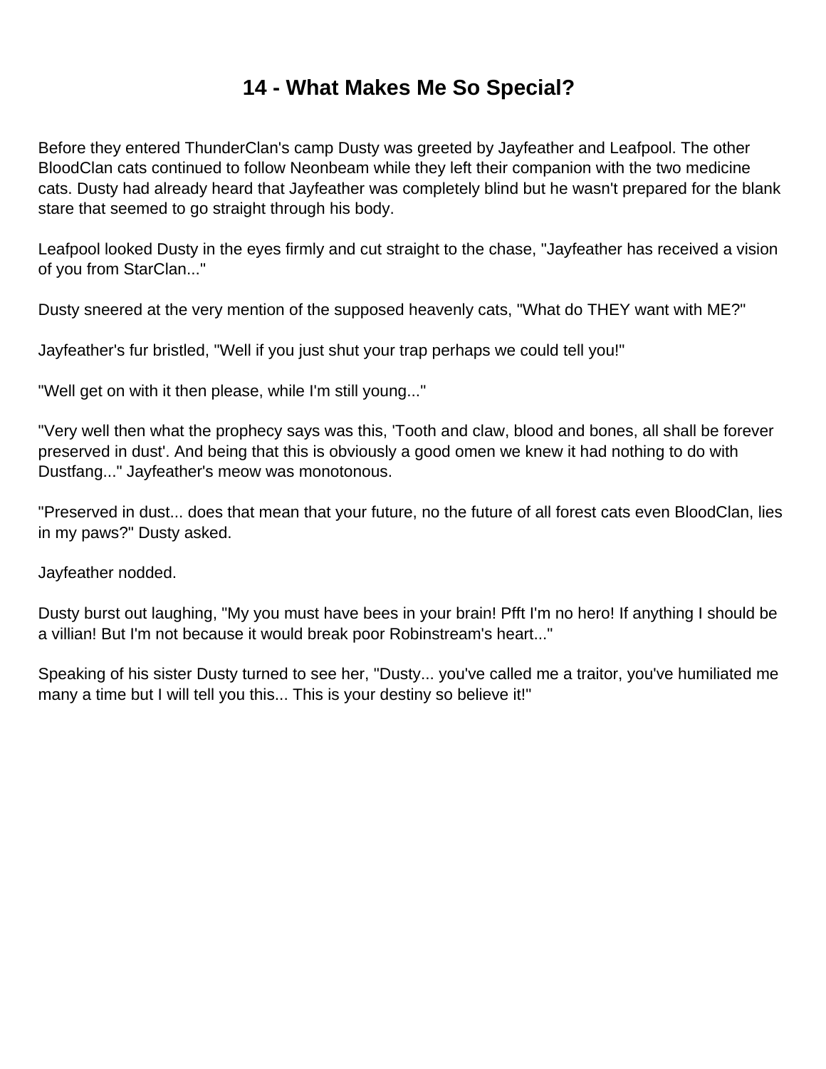# 14 - What Makes Me So Special?

Before they entered ThunderClan's camp Dusty was greeted by Jayfeather and Leafpool. The other BloodClan cats continued to follow Neonbeam while they left their companion with the two medicine cats. Dusty had already heard that Jayfeather was completely blind but he wasn't prepared for the blank stare that seemed to go straight through his body.

Leafpool looked Dusty in the eyes firmly and cut straight to the chase, "Jayfeather has received a vision of you from StarClan..."

Dusty sneered at the very mention of the supposed heavenly cats, "What do THEY want with ME?"

Jayfeather's fur bristled, "Well if you just shut your trap perhaps we could tell you!"

"Well get on with it then please, while I'm still young..."

"Very well then what the prophecy says was this, 'Tooth and claw, blood and bones, all shall be forever preserved in dust'. And being that this is obviously a good omen we knew it had nothing to do with Dustfang..." Jayfeather's meow was monotonous.

"Preserved in dust... does that mean that your future, no the future of all forest cats even BloodClan, lies in my paws?" Dusty asked.

Jayfeather nodded.

Dusty burst out laughing, "My you must have bees in your brain! Pfft I'm no hero! If anything I should be a villian! But I'm not because it would break poor Robinstream's heart..."

Speaking of his sister Dusty turned to see her, "Dusty... you've called me a traitor, you've humiliated me many a time but I will tell you this... This is your destiny so believe it!"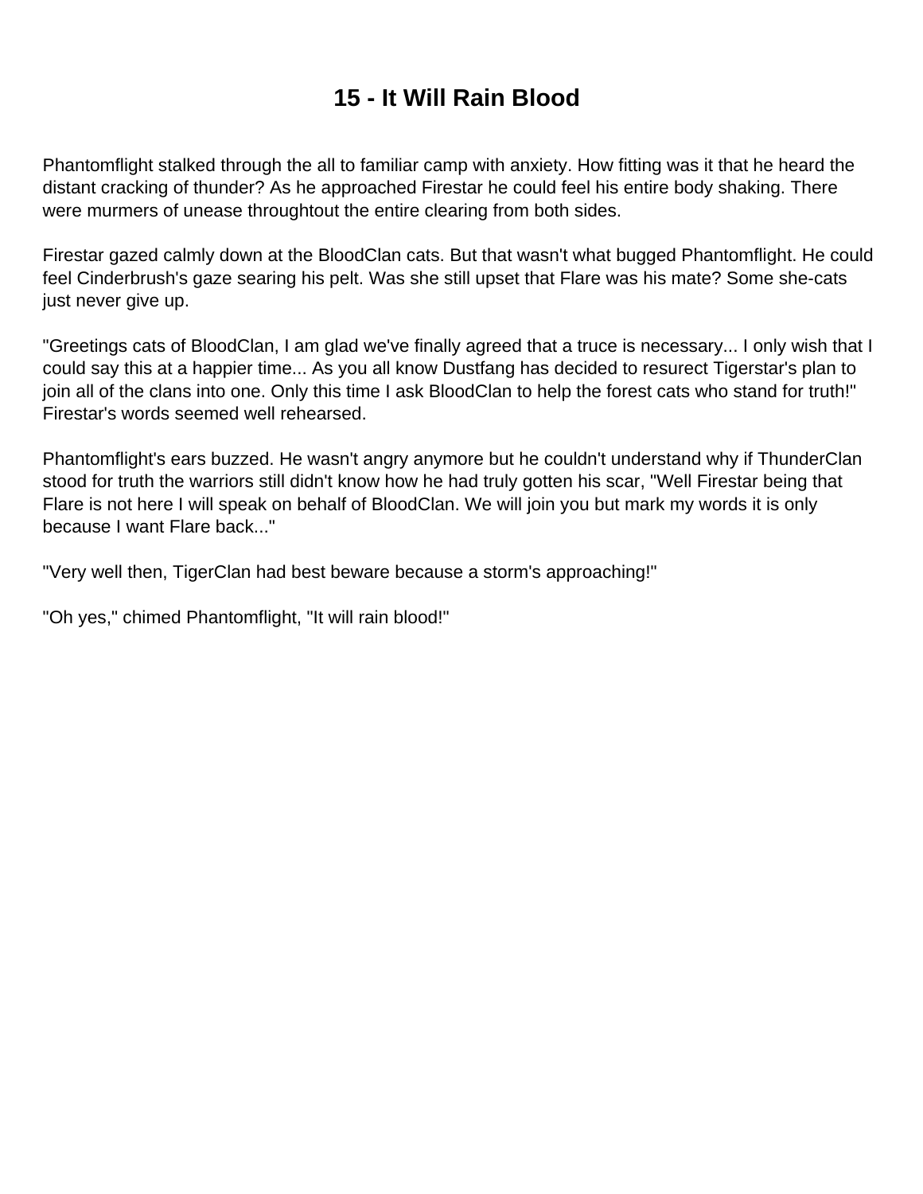# 15 - It Will Rain Blood

Phantomflight stalked through the all to familiar camp with anxiety. How fitting was it that he heard the distant cracking of thunder? As he approached Firestar he could feel his entire body shaking. There were murmers of unease throughtout the entire clearing from both sides.

Firestar gazed calmly down at the BloodClan cats. But that wasn't what bugged Phantomflight. He could feel Cinderbrush's gaze searing his pelt. Was she still upset that Flare was his mate? Some she-cats just never give up.

"Greetings cats of BloodClan, I am glad we've finally agreed that a truce is necessary... I only wish that I could say this at a happier time... As you all know Dustfang has decided to resurect Tigerstar's plan to join all of the clans into one. Only this time I ask BloodClan to help the forest cats who stand for truth!" Firestar's words seemed well rehearsed.

Phantomflight's ears buzzed. He wasn't angry anymore but he couldn't understand why if ThunderClan stood for truth the warriors still didn't know how he had truly gotten his scar, "Well Firestar being that Flare is not here I will speak on behalf of BloodClan. We will join you but mark my words it is only because I want Flare back..."

"Very well then, TigerClan had best beware because a storm's approaching!"

"Oh yes," chimed Phantomflight, "It will rain blood!"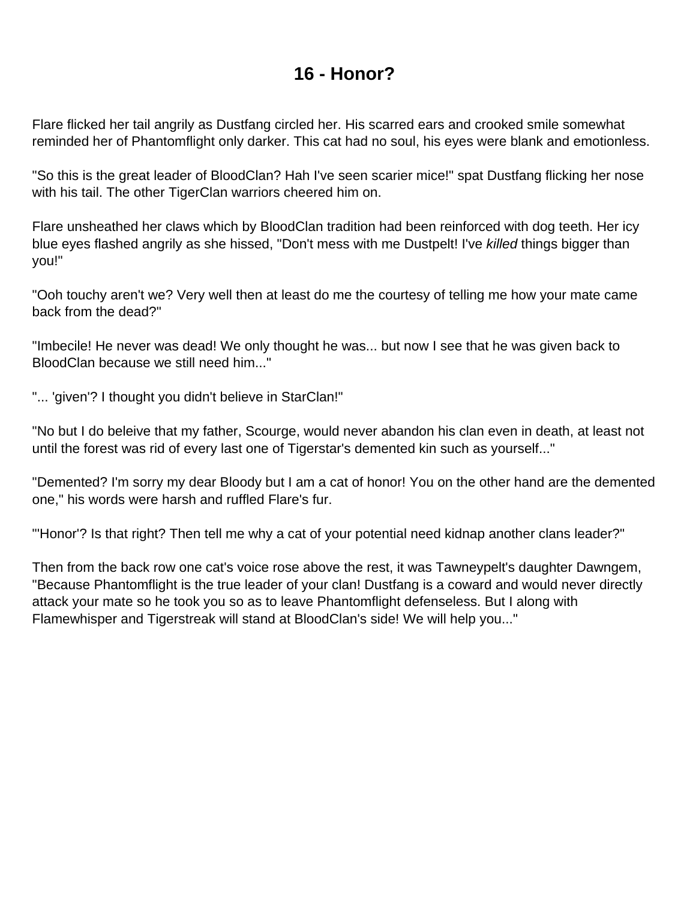# 16 - Honor?

Flare flicked her tail angrily as Dustfang circled her. His scarred ears and crooked smile somewhat reminded her of Phantomflight only darker. This cat had no soul, his eyes were blank and emotionless.

"So this is the great leader of BloodClan? Hah I've seen scarier mice!" spat Dustfang flicking her nose with his tail. The other TigerClan warriors cheered him on.

Flare unsheathed her claws which by BloodClan tradition had been reinforced with dog teeth. Her icy blue eyes flashed angrily as she hissed, "Don't mess with me Dustpelt! I've *killed* things bigger than you!"

"Ooh touchy aren't we? Very well then at least do me the courtesy of telling me how your mate came back from the dead?"

"Imbecile! He never was dead! We only thought he was... but now I see that he was given back to BloodClan because we still need him..."

"... 'given'? I thought you didn't believe in StarClan!"

"No but I do beleive that my father, Scourge, would never abandon his clan even in death, at least not until the forest was rid of every last one of Tigerstar's demented kin such as yourself..."

"Demented? I'm sorry my dear Bloody but I am a cat of honor! You on the other hand are the demented one," his words were harsh and ruffled Flare's fur.

"'Honor'? Is that right? Then tell me why a cat of your potential need kidnap another clans leader?"

Then from the back row one cat's voice rose above the rest, it was Tawneypelt's daughter Dawngem, "Because Phantomflight is the true leader of your clan! Dustfang is a coward and would never directly attack your mate so he took you so as to leave Phantomflight defenseless. But I along with Flamewhisper and Tigerstreak will stand at BloodClan's side! We will help you..."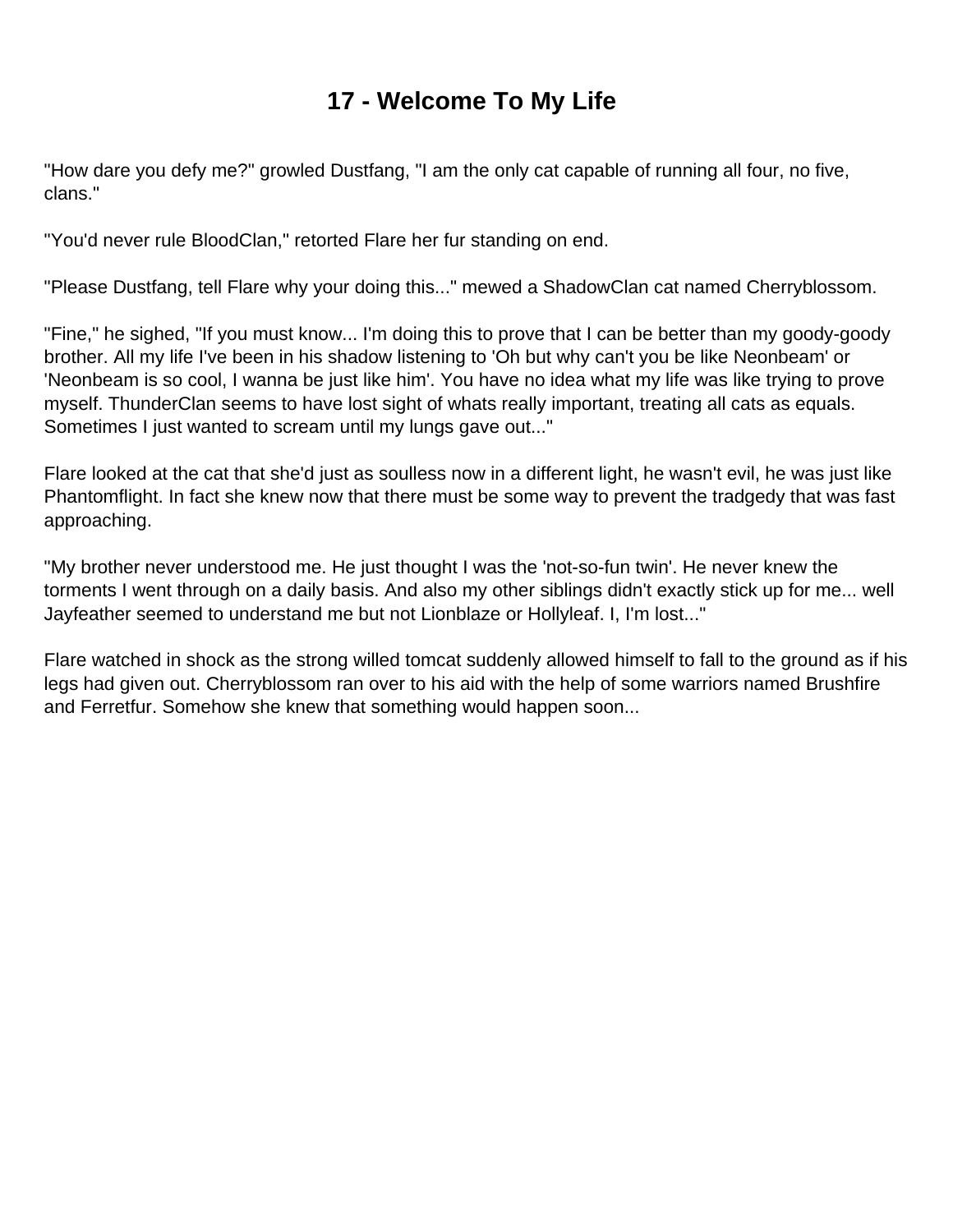# 17 - Welcome To My Life

"How dare you defy me?" growled Dustfang, "I am the only cat capable of running all four, no five, clans."

"You'd never rule BloodClan," retorted Flare her fur standing on end.

"Please Dustfang, tell Flare why your doing this..." mewed a ShadowClan cat named Cherryblossom.

"Fine," he sighed, "If you must know... I'm doing this to prove that I can be better than my goody-goody brother. All my life I've been in his shadow listening to 'Oh but why can't you be like Neonbeam' or 'Neonbeam is so cool, I wanna be just like him'. You have no idea what my life was like trying to prove myself. ThunderClan seems to have lost sight of whats really important, treating all cats as equals. Sometimes I just wanted to scream until my lungs gave out..."

Flare looked at the cat that she'd just as soulless now in a different light, he wasn't evil, he was just like Phantomflight. In fact she knew now that there must be some way to prevent the tradgedy that was fast approaching.

"My brother never understood me. He just thought I was the 'not-so-fun twin'. He never knew the torments I went through on a daily basis. And also my other siblings didn't exactly stick up for me... well Jayfeather seemed to understand me but not Lionblaze or Hollyleaf. I, I'm lost..."

Flare watched in shock as the strong willed tomcat suddenly allowed himself to fall to the ground as if his legs had given out. Cherryblossom ran over to his aid with the help of some warriors named Brushfire and Ferretfur. Somehow she knew that something would happen soon...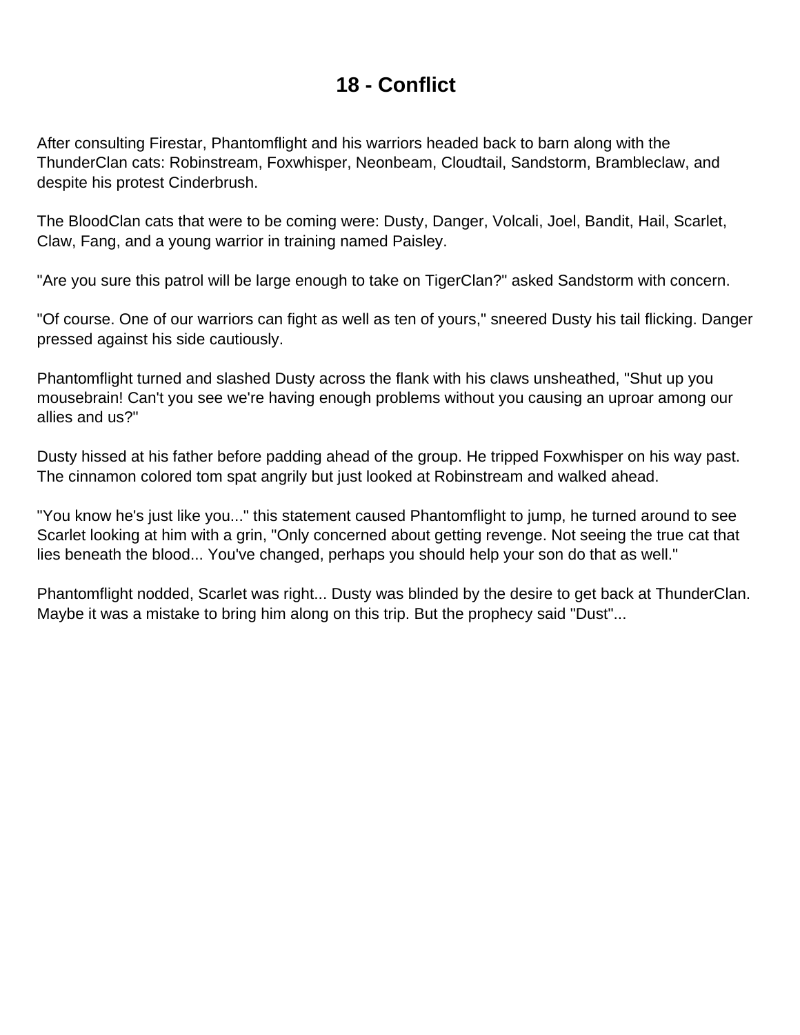# 18 - Conflict

After consulting Firestar, Phantomflight and his warriors headed back to barn along with the ThunderClan cats: Robinstream, Foxwhisper, Neonbeam, Cloudtail, Sandstorm, Brambleclaw, and despite his protest Cinderbrush.

The BloodClan cats that were to be coming were: Dusty, Danger, Volcali, Joel, Bandit, Hail, Scarlet, Claw, Fang, and a young warrior in training named Paisley.

"Are you sure this patrol will be large enough to take on TigerClan?" asked Sandstorm with concern.

"Of course. One of our warriors can fight as well as ten of yours," sneered Dusty his tail flicking. Danger pressed against his side cautiously.

Phantomflight turned and slashed Dusty across the flank with his claws unsheathed, "Shut up you mousebrain! Can't you see we're having enough problems without you causing an uproar among our allies and us?"

Dusty hissed at his father before padding ahead of the group. He tripped Foxwhisper on his way past. The cinnamon colored tom spat angrily but just looked at Robinstream and walked ahead.

"You know he's just like you..." this statement caused Phantomflight to jump, he turned around to see Scarlet looking at him with a grin, "Only concerned about getting revenge. Not seeing the true cat that lies beneath the blood... You've changed, perhaps you should help your son do that as well."

Phantomflight nodded, Scarlet was right... Dusty was blinded by the desire to get back at ThunderClan. Maybe it was a mistake to bring him along on this trip. But the prophecy said "Dust"...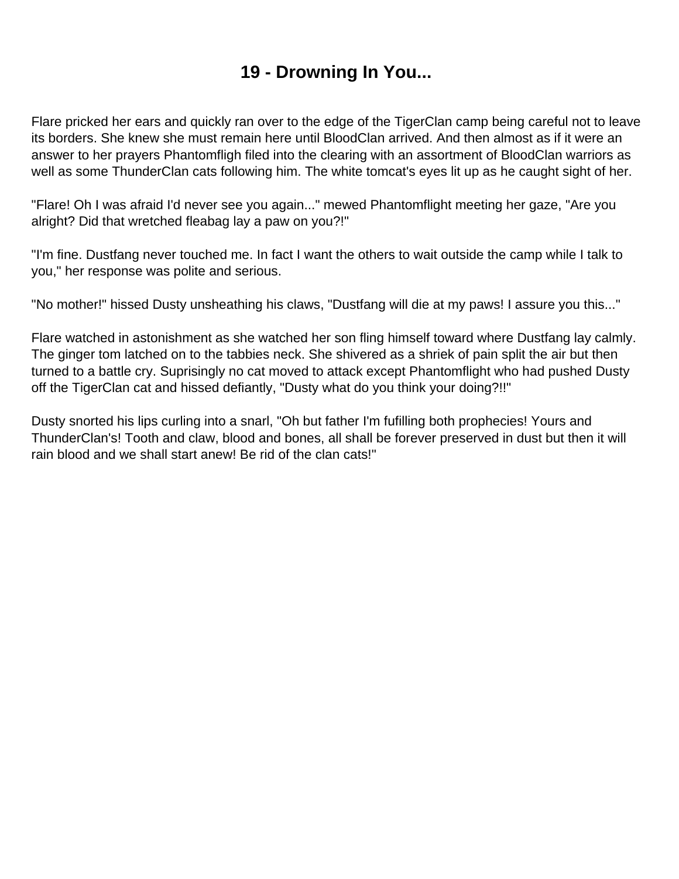# 19 - Drowning In You...

Flare pricked her ears and quickly ran over to the edge of the TigerClan camp being careful not to leave its borders. She knew she must remain here until BloodClan arrived. And then almost as if it were an answer to her prayers Phantomfligh filed into the clearing with an assortment of BloodClan warriors as well as some ThunderClan cats following him. The white tomcat's eyes lit up as he caught sight of her.

"Flare! Oh I was afraid I'd never see you again..." mewed Phantomflight meeting her gaze, "Are you alright? Did that wretched fleabag lay a paw on you?!"

"I'm fine. Dustfang never touched me. In fact I want the others to wait outside the camp while I talk to you," her response was polite and serious.

"No mother!" hissed Dusty unsheathing his claws, "Dustfang will die at my paws! I assure you this..."

Flare watched in astonishment as she watched her son fling himself toward where Dustfang lay calmly. The ginger tom latched on to the tabbies neck. She shivered as a shriek of pain split the air but then turned to a battle cry. Suprisingly no cat moved to attack except Phantomflight who had pushed Dusty off the TigerClan cat and hissed defiantly, "Dusty what do you think your doing?!!"

Dusty snorted his lips curling into a snarl, "Oh but father I'm fufilling both prophecies! Yours and ThunderClan's! Tooth and claw, blood and bones, all shall be forever preserved in dust but then it will rain blood and we shall start anew! Be rid of the clan cats!"